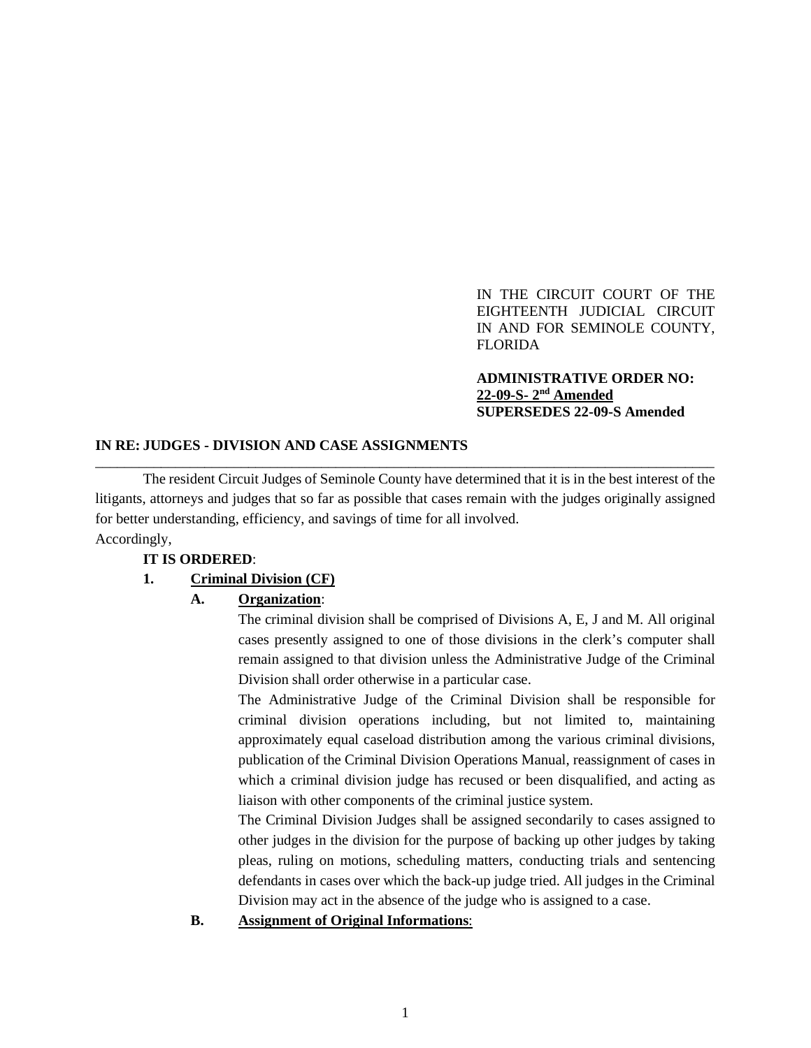IN THE CIRCUIT COURT OF THE EIGHTEENTH JUDICIAL CIRCUIT IN AND FOR SEMINOLE COUNTY, FLORIDA

**ADMINISTRATIVE ORDER NO:**
**22-09-S- 2nd Amended**
**SUPERSEDES 22-09-S Amended**

**IN RE: JUDGES - DIVISION AND CASE ASSIGNMENTS**

---

The resident Circuit Judges of Seminole County have determined that it is in the best interest of the litigants, attorneys and judges that so far as possible that cases remain with the judges originally assigned for better understanding, efficiency, and savings of time for all involved.

Accordingly,

**IT IS ORDERED**:

**1. Criminal Division (CF)**

**A. Organization**:

The criminal division shall be comprised of Divisions A, E, J and M. All original cases presently assigned to one of those divisions in the clerk's computer shall remain assigned to that division unless the Administrative Judge of the Criminal Division shall order otherwise in a particular case.

The Administrative Judge of the Criminal Division shall be responsible for criminal division operations including, but not limited to, maintaining approximately equal caseload distribution among the various criminal divisions, publication of the Criminal Division Operations Manual, reassignment of cases in which a criminal division judge has recused or been disqualified, and acting as liaison with other components of the criminal justice system.

The Criminal Division Judges shall be assigned secondarily to cases assigned to other judges in the division for the purpose of backing up other judges by taking pleas, ruling on motions, scheduling matters, conducting trials and sentencing defendants in cases over which the back-up judge tried. All judges in the Criminal Division may act in the absence of the judge who is assigned to a case.

**B. Assignment of Original Informations**: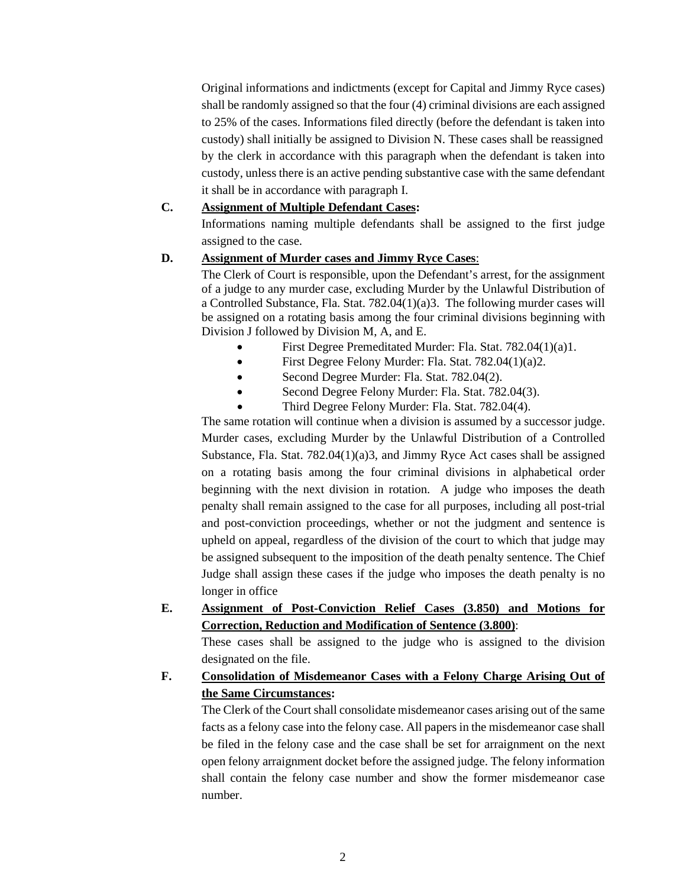Original informations and indictments (except for Capital and Jimmy Ryce cases) shall be randomly assigned so that the four (4) criminal divisions are each assigned to 25% of the cases. Informations filed directly (before the defendant is taken into custody) shall initially be assigned to Division N. These cases shall be reassigned by the clerk in accordance with this paragraph when the defendant is taken into custody, unless there is an active pending substantive case with the same defendant it shall be in accordance with paragraph I.

**C. <u>Assignment of Multiple Defendant Cases</u>:**

Informations naming multiple defendants shall be assigned to the first judge assigned to the case.

**D. <u>Assignment of Murder cases and Jimmy Ryce Cases</u>**:

The Clerk of Court is responsible, upon the Defendant's arrest, for the assignment of a judge to any murder case, excluding Murder by the Unlawful Distribution of a Controlled Substance, Fla. Stat. 782.04(1)(a)3. The following murder cases will be assigned on a rotating basis among the four criminal divisions beginning with Division J followed by Division M, A, and E.

- First Degree Premeditated Murder: Fla. Stat. 782.04(1)(a)1.
- First Degree Felony Murder: Fla. Stat. 782.04(1)(a)2.
- Second Degree Murder: Fla. Stat. 782.04(2).
- Second Degree Felony Murder: Fla. Stat. 782.04(3).
- Third Degree Felony Murder: Fla. Stat. 782.04(4).

The same rotation will continue when a division is assumed by a successor judge. Murder cases, excluding Murder by the Unlawful Distribution of a Controlled Substance, Fla. Stat. 782.04(1)(a)3, and Jimmy Ryce Act cases shall be assigned on a rotating basis among the four criminal divisions in alphabetical order beginning with the next division in rotation. A judge who imposes the death penalty shall remain assigned to the case for all purposes, including all post-trial and post-conviction proceedings, whether or not the judgment and sentence is upheld on appeal, regardless of the division of the court to which that judge may be assigned subsequent to the imposition of the death penalty sentence. The Chief Judge shall assign these cases if the judge who imposes the death penalty is no longer in office

**E. <u>Assignment of Post-Conviction Relief Cases (3.850) and Motions for Correction, Reduction and Modification of Sentence (3.800)</u>**:

These cases shall be assigned to the judge who is assigned to the division designated on the file.

**F. <u>Consolidation of Misdemeanor Cases with a Felony Charge Arising Out of the Same Circumstances</u>:**

The Clerk of the Court shall consolidate misdemeanor cases arising out of the same facts as a felony case into the felony case. All papers in the misdemeanor case shall be filed in the felony case and the case shall be set for arraignment on the next open felony arraignment docket before the assigned judge. The felony information shall contain the felony case number and show the former misdemeanor case number.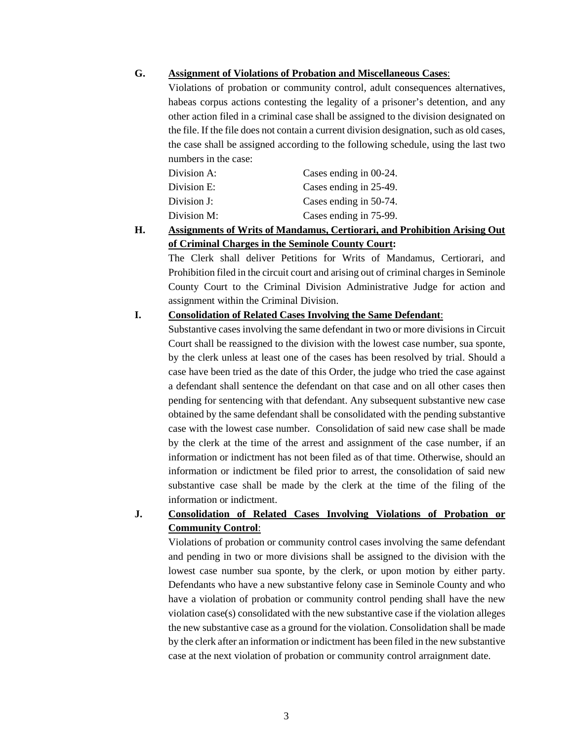**G. Assignment of Violations of Probation and Miscellaneous Cases**:

Violations of probation or community control, adult consequences alternatives, habeas corpus actions contesting the legality of a prisoner's detention, and any other action filed in a criminal case shall be assigned to the division designated on the file. If the file does not contain a current division designation, such as old cases, the case shall be assigned according to the following schedule, using the last two numbers in the case:

| | |
|---|---|
| Division A: | Cases ending in 00-24. |
| Division E: | Cases ending in 25-49. |
| Division J: | Cases ending in 50-74. |
| Division M: | Cases ending in 75-99. |

**H. Assignments of Writs of Mandamus, Certiorari, and Prohibition Arising Out of Criminal Charges in the Seminole County Court:**

The Clerk shall deliver Petitions for Writs of Mandamus, Certiorari, and Prohibition filed in the circuit court and arising out of criminal charges in Seminole County Court to the Criminal Division Administrative Judge for action and assignment within the Criminal Division.

**I. Consolidation of Related Cases Involving the Same Defendant**:

Substantive cases involving the same defendant in two or more divisions in Circuit Court shall be reassigned to the division with the lowest case number, sua sponte, by the clerk unless at least one of the cases has been resolved by trial. Should a case have been tried as the date of this Order, the judge who tried the case against a defendant shall sentence the defendant on that case and on all other cases then pending for sentencing with that defendant. Any subsequent substantive new case obtained by the same defendant shall be consolidated with the pending substantive case with the lowest case number. Consolidation of said new case shall be made by the clerk at the time of the arrest and assignment of the case number, if an information or indictment has not been filed as of that time. Otherwise, should an information or indictment be filed prior to arrest, the consolidation of said new substantive case shall be made by the clerk at the time of the filing of the information or indictment.

**J. Consolidation of Related Cases Involving Violations of Probation or Community Control**:

Violations of probation or community control cases involving the same defendant and pending in two or more divisions shall be assigned to the division with the lowest case number sua sponte, by the clerk, or upon motion by either party. Defendants who have a new substantive felony case in Seminole County and who have a violation of probation or community control pending shall have the new violation case(s) consolidated with the new substantive case if the violation alleges the new substantive case as a ground for the violation. Consolidation shall be made by the clerk after an information or indictment has been filed in the new substantive case at the next violation of probation or community control arraignment date.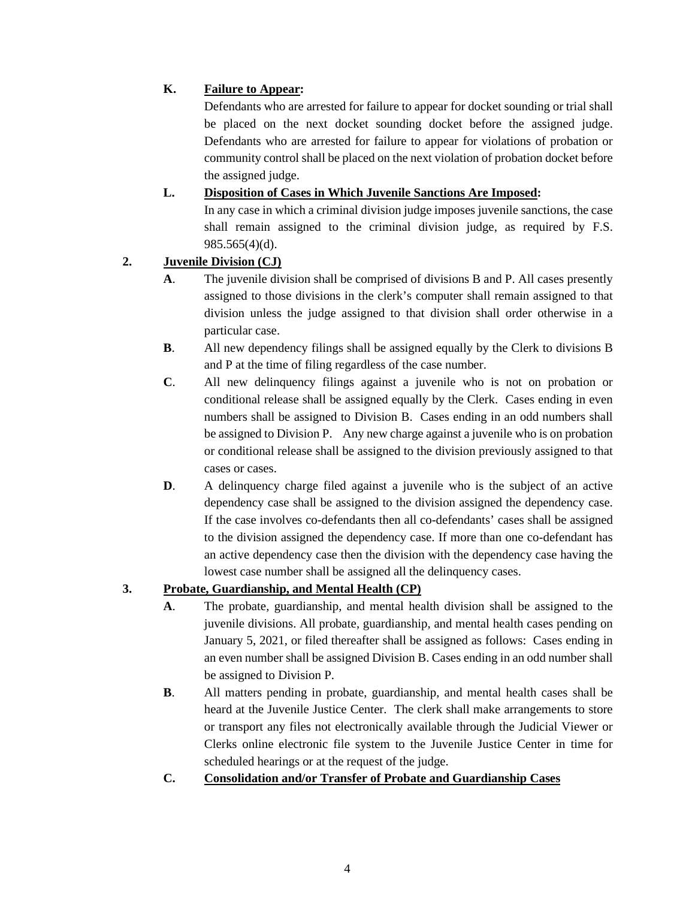**K. Failure to Appear:**

Defendants who are arrested for failure to appear for docket sounding or trial shall be placed on the next docket sounding docket before the assigned judge. Defendants who are arrested for failure to appear for violations of probation or community control shall be placed on the next violation of probation docket before the assigned judge.

**L. Disposition of Cases in Which Juvenile Sanctions Are Imposed:**

In any case in which a criminal division judge imposes juvenile sanctions, the case shall remain assigned to the criminal division judge, as required by F.S. 985.565(4)(d).

## 2. Juvenile Division (CJ)

**A**. The juvenile division shall be comprised of divisions B and P. All cases presently assigned to those divisions in the clerk's computer shall remain assigned to that division unless the judge assigned to that division shall order otherwise in a particular case.

**B**. All new dependency filings shall be assigned equally by the Clerk to divisions B and P at the time of filing regardless of the case number.

**C**. All new delinquency filings against a juvenile who is not on probation or conditional release shall be assigned equally by the Clerk. Cases ending in even numbers shall be assigned to Division B. Cases ending in an odd numbers shall be assigned to Division P. Any new charge against a juvenile who is on probation or conditional release shall be assigned to the division previously assigned to that cases or cases.

**D**. A delinquency charge filed against a juvenile who is the subject of an active dependency case shall be assigned to the division assigned the dependency case. If the case involves co-defendants then all co-defendants' cases shall be assigned to the division assigned the dependency case. If more than one co-defendant has an active dependency case then the division with the dependency case having the lowest case number shall be assigned all the delinquency cases.

## 3. Probate, Guardianship, and Mental Health (CP)

**A**. The probate, guardianship, and mental health division shall be assigned to the juvenile divisions. All probate, guardianship, and mental health cases pending on January 5, 2021, or filed thereafter shall be assigned as follows: Cases ending in an even number shall be assigned Division B. Cases ending in an odd number shall be assigned to Division P.

**B**. All matters pending in probate, guardianship, and mental health cases shall be heard at the Juvenile Justice Center. The clerk shall make arrangements to store or transport any files not electronically available through the Judicial Viewer or Clerks online electronic file system to the Juvenile Justice Center in time for scheduled hearings or at the request of the judge.

**C. Consolidation and/or Transfer of Probate and Guardianship Cases**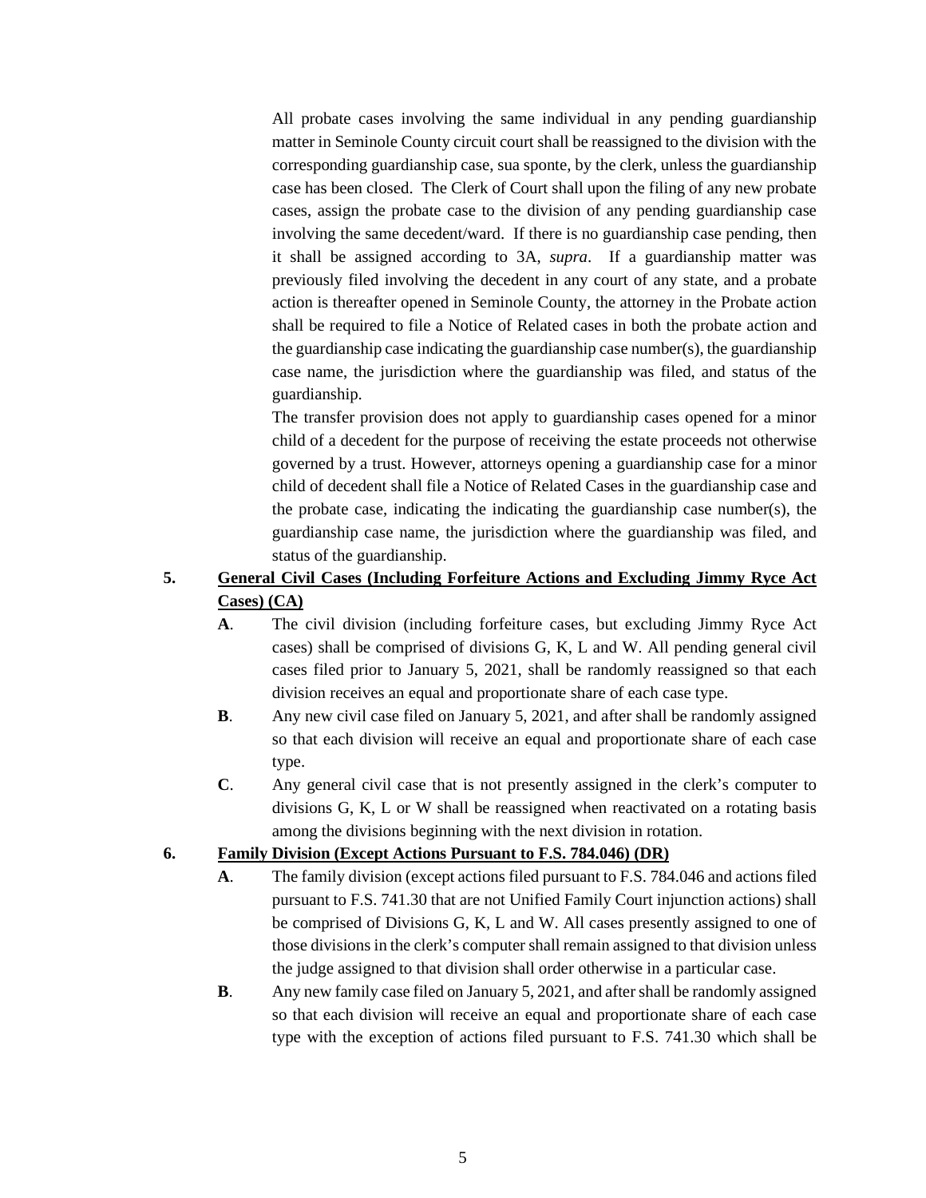All probate cases involving the same individual in any pending guardianship matter in Seminole County circuit court shall be reassigned to the division with the corresponding guardianship case, sua sponte, by the clerk, unless the guardianship case has been closed. The Clerk of Court shall upon the filing of any new probate cases, assign the probate case to the division of any pending guardianship case involving the same decedent/ward. If there is no guardianship case pending, then it shall be assigned according to 3A, *supra*. If a guardianship matter was previously filed involving the decedent in any court of any state, and a probate action is thereafter opened in Seminole County, the attorney in the Probate action shall be required to file a Notice of Related cases in both the probate action and the guardianship case indicating the guardianship case number(s), the guardianship case name, the jurisdiction where the guardianship was filed, and status of the guardianship.

The transfer provision does not apply to guardianship cases opened for a minor child of a decedent for the purpose of receiving the estate proceeds not otherwise governed by a trust. However, attorneys opening a guardianship case for a minor child of decedent shall file a Notice of Related Cases in the guardianship case and the probate case, indicating the indicating the guardianship case number(s), the guardianship case name, the jurisdiction where the guardianship was filed, and status of the guardianship.

**5. <u>General Civil Cases (Including Forfeiture Actions and Excluding Jimmy Ryce Act Cases) (CA)</u>**

**A**. The civil division (including forfeiture cases, but excluding Jimmy Ryce Act cases) shall be comprised of divisions G, K, L and W. All pending general civil cases filed prior to January 5, 2021, shall be randomly reassigned so that each division receives an equal and proportionate share of each case type.

**B**. Any new civil case filed on January 5, 2021, and after shall be randomly assigned so that each division will receive an equal and proportionate share of each case type.

**C**. Any general civil case that is not presently assigned in the clerk's computer to divisions G, K, L or W shall be reassigned when reactivated on a rotating basis among the divisions beginning with the next division in rotation.

**6. <u>Family Division (Except Actions Pursuant to F.S. 784.046) (DR)</u>**

**A**. The family division (except actions filed pursuant to F.S. 784.046 and actions filed pursuant to F.S. 741.30 that are not Unified Family Court injunction actions) shall be comprised of Divisions G, K, L and W. All cases presently assigned to one of those divisions in the clerk's computer shall remain assigned to that division unless the judge assigned to that division shall order otherwise in a particular case.

**B**. Any new family case filed on January 5, 2021, and after shall be randomly assigned so that each division will receive an equal and proportionate share of each case type with the exception of actions filed pursuant to F.S. 741.30 which shall be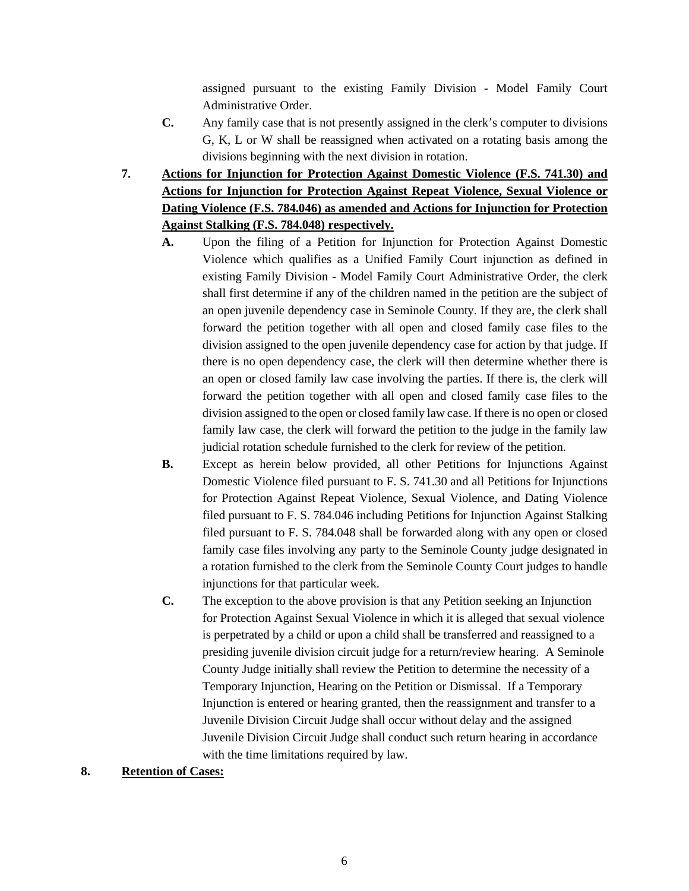assigned pursuant to the existing Family Division - Model Family Court Administrative Order.

**C.** Any family case that is not presently assigned in the clerk's computer to divisions G, K, L or W shall be reassigned when activated on a rotating basis among the divisions beginning with the next division in rotation.

**7. <u>Actions for Injunction for Protection Against Domestic Violence (F.S. 741.30) and Actions for Injunction for Protection Against Repeat Violence, Sexual Violence or Dating Violence (F.S. 784.046) as amended and Actions for Injunction for Protection Against Stalking (F.S. 784.048) respectively.</u>**

**A.** Upon the filing of a Petition for Injunction for Protection Against Domestic Violence which qualifies as a Unified Family Court injunction as defined in existing Family Division - Model Family Court Administrative Order, the clerk shall first determine if any of the children named in the petition are the subject of an open juvenile dependency case in Seminole County. If they are, the clerk shall forward the petition together with all open and closed family case files to the division assigned to the open juvenile dependency case for action by that judge. If there is no open dependency case, the clerk will then determine whether there is an open or closed family law case involving the parties. If there is, the clerk will forward the petition together with all open and closed family case files to the division assigned to the open or closed family law case. If there is no open or closed family law case, the clerk will forward the petition to the judge in the family law judicial rotation schedule furnished to the clerk for review of the petition.

**B.** Except as herein below provided, all other Petitions for Injunctions Against Domestic Violence filed pursuant to F. S. 741.30 and all Petitions for Injunctions for Protection Against Repeat Violence, Sexual Violence, and Dating Violence filed pursuant to F. S. 784.046 including Petitions for Injunction Against Stalking filed pursuant to F. S. 784.048 shall be forwarded along with any open or closed family case files involving any party to the Seminole County judge designated in a rotation furnished to the clerk from the Seminole County Court judges to handle injunctions for that particular week.

**C.** The exception to the above provision is that any Petition seeking an Injunction for Protection Against Sexual Violence in which it is alleged that sexual violence is perpetrated by a child or upon a child shall be transferred and reassigned to a presiding juvenile division circuit judge for a return/review hearing. A Seminole County Judge initially shall review the Petition to determine the necessity of a Temporary Injunction, Hearing on the Petition or Dismissal. If a Temporary Injunction is entered or hearing granted, then the reassignment and transfer to a Juvenile Division Circuit Judge shall occur without delay and the assigned Juvenile Division Circuit Judge shall conduct such return hearing in accordance with the time limitations required by law.

**8. <u>Retention of Cases:</u>**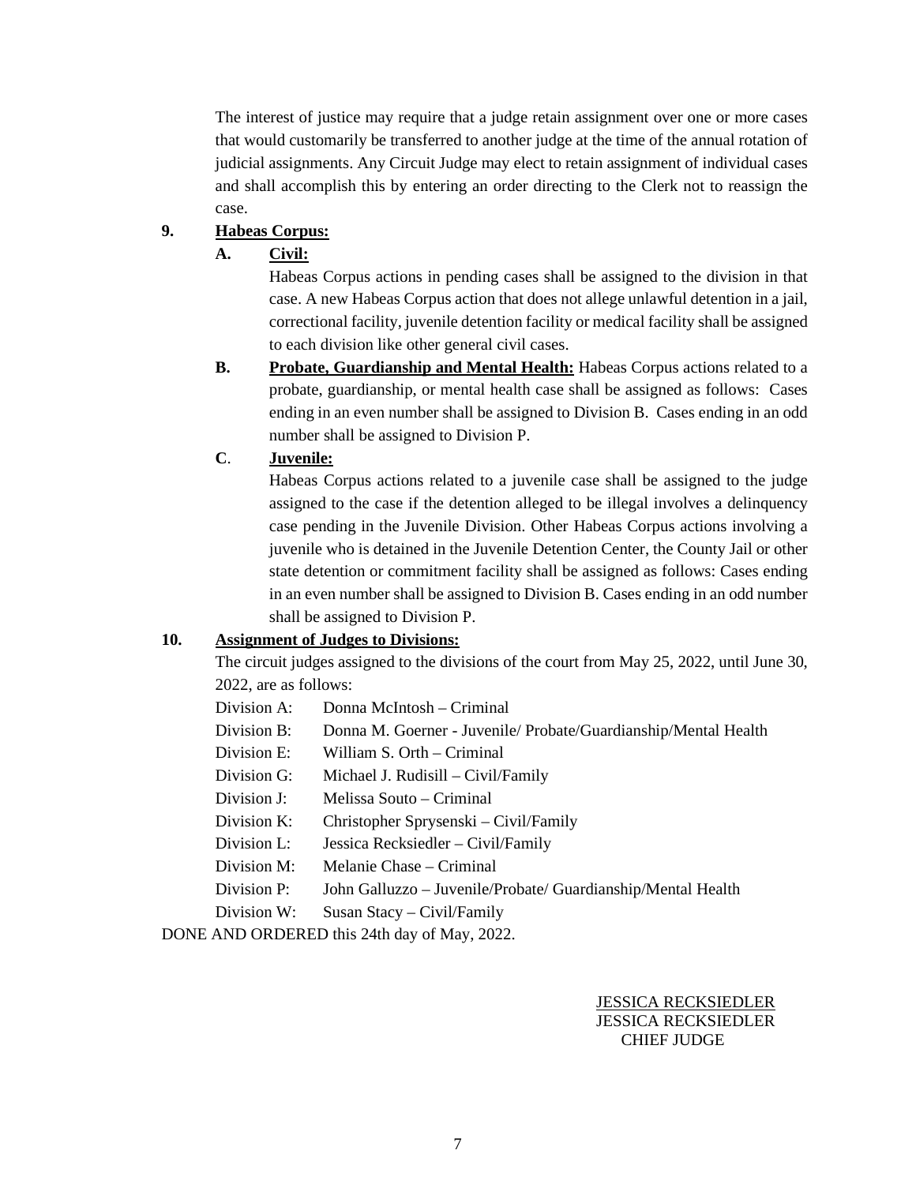The interest of justice may require that a judge retain assignment over one or more cases that would customarily be transferred to another judge at the time of the annual rotation of judicial assignments. Any Circuit Judge may elect to retain assignment of individual cases and shall accomplish this by entering an order directing to the Clerk not to reassign the case.

**9. Habeas Corpus:**

**A. Civil:**

Habeas Corpus actions in pending cases shall be assigned to the division in that case. A new Habeas Corpus action that does not allege unlawful detention in a jail, correctional facility, juvenile detention facility or medical facility shall be assigned to each division like other general civil cases.

**B. Probate, Guardianship and Mental Health:** Habeas Corpus actions related to a probate, guardianship, or mental health case shall be assigned as follows: Cases ending in an even number shall be assigned to Division B. Cases ending in an odd number shall be assigned to Division P.

**C. Juvenile:**

Habeas Corpus actions related to a juvenile case shall be assigned to the judge assigned to the case if the detention alleged to be illegal involves a delinquency case pending in the Juvenile Division. Other Habeas Corpus actions involving a juvenile who is detained in the Juvenile Detention Center, the County Jail or other state detention or commitment facility shall be assigned as follows: Cases ending in an even number shall be assigned to Division B. Cases ending in an odd number shall be assigned to Division P.

**10. Assignment of Judges to Divisions:**

The circuit judges assigned to the divisions of the court from May 25, 2022, until June 30, 2022, are as follows:

Division A: Donna McIntosh – Criminal
Division B: Donna M. Goerner - Juvenile/ Probate/Guardianship/Mental Health
Division E: William S. Orth – Criminal
Division G: Michael J. Rudisill – Civil/Family
Division J: Melissa Souto – Criminal
Division K: Christopher Sprysenski – Civil/Family
Division L: Jessica Recksiedler – Civil/Family
Division M: Melanie Chase – Criminal
Division P: John Galluzzo – Juvenile/Probate/ Guardianship/Mental Health
Division W: Susan Stacy – Civil/Family

DONE AND ORDERED this 24th day of May, 2022.

JESSICA RECKSIEDLER
JESSICA RECKSIEDLER
CHIEF JUDGE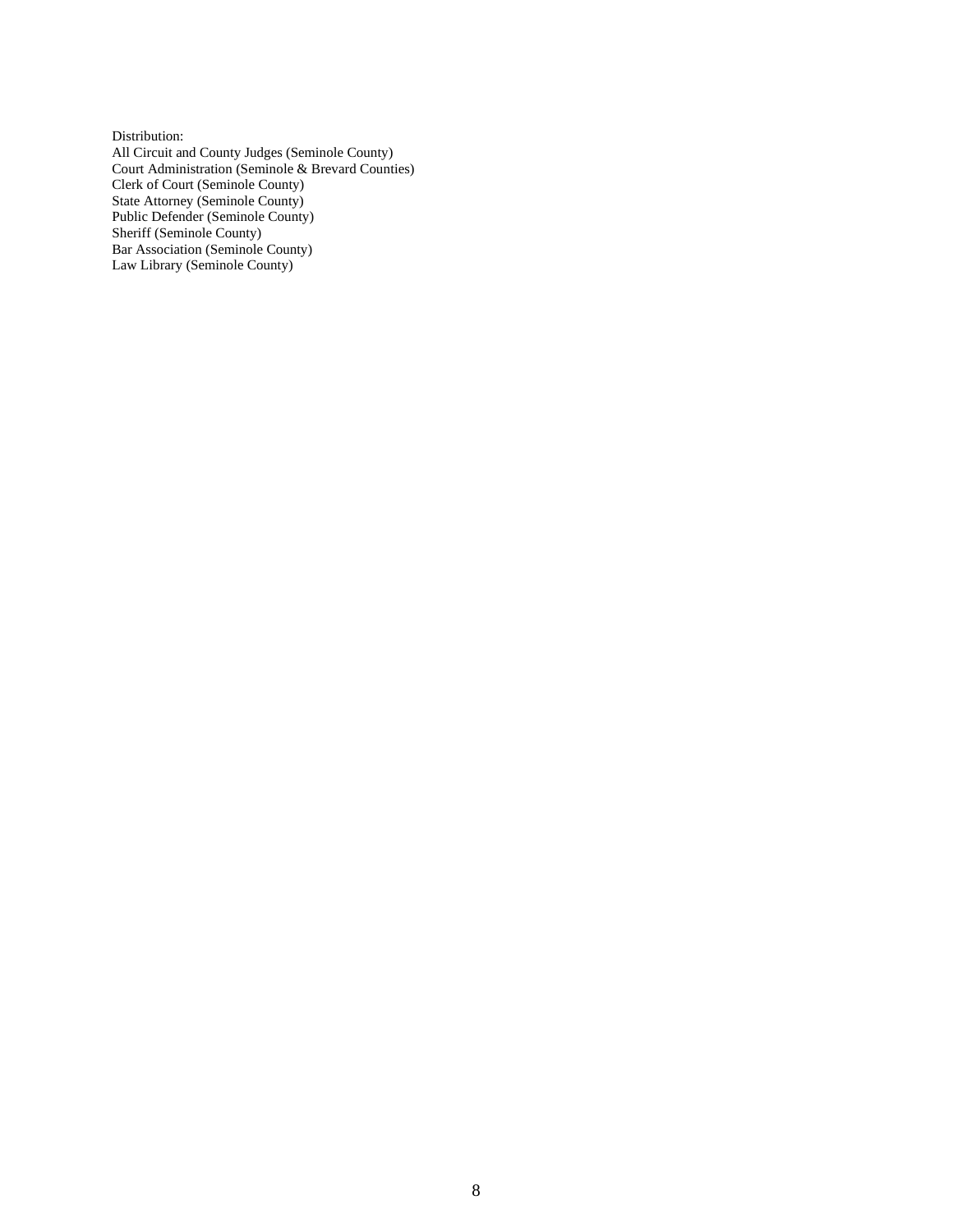Distribution:
All Circuit and County Judges (Seminole County)
Court Administration (Seminole & Brevard Counties)
Clerk of Court (Seminole County)
State Attorney (Seminole County)
Public Defender (Seminole County)
Sheriff (Seminole County)
Bar Association (Seminole County)
Law Library (Seminole County)